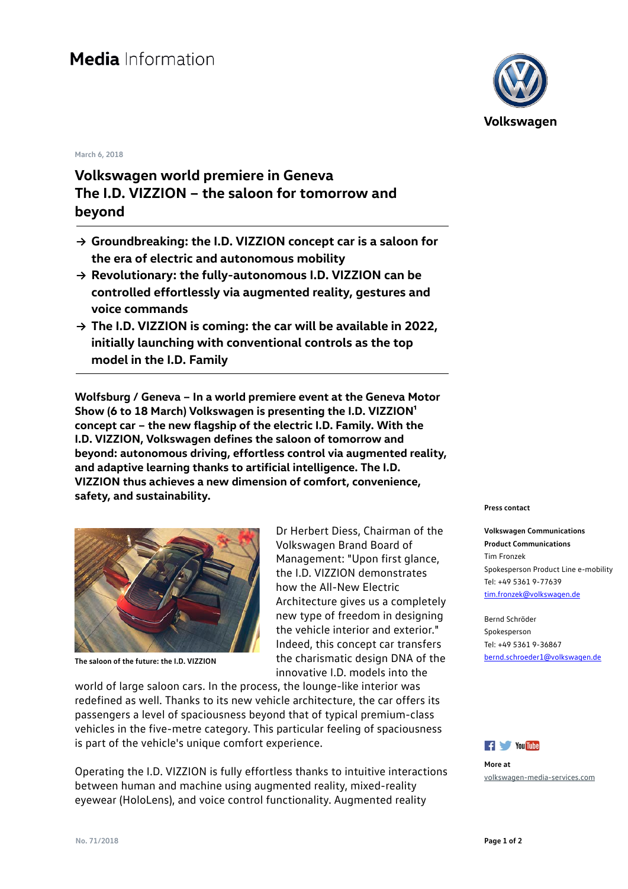# Media Information

Volkswagen

March 6, 2018

## Volkswagen world premiere in Geneva
## The I.D. VIZZION – the saloon for tomorrow and beyond

- → **Groundbreaking: the I.D. VIZZION concept car is a saloon for the era of electric and autonomous mobility**
- → **Revolutionary: the fully-autonomous I.D. VIZZION can be controlled effortlessly via augmented reality, gestures and voice commands**
- → **The I.D. VIZZION is coming: the car will be available in 2022, initially launching with conventional controls as the top model in the I.D. Family**

**Wolfsburg / Geneva – In a world premiere event at the Geneva Motor Show (6 to 18 March) Volkswagen is presenting the I.D. VIZZION[1] concept car – the new flagship of the electric I.D. Family. With the I.D. VIZZION, Volkswagen defines the saloon of tomorrow and beyond: autonomous driving, effortless control via augmented reality, and adaptive learning thanks to artificial intelligence. The I.D. VIZZION thus achieves a new dimension of comfort, convenience, safety, and sustainability.**

**The saloon of the future: the I.D. VIZZION**

Dr Herbert Diess, Chairman of the Volkswagen Brand Board of Management: "Upon first glance, the I.D. VIZZION demonstrates how the All-New Electric Architecture gives us a completely new type of freedom in designing the vehicle interior and exterior." Indeed, this concept car transfers the charismatic design DNA of the innovative I.D. models into the world of large saloon cars. In the process, the lounge-like interior was redefined as well. Thanks to its new vehicle architecture, the car offers its passengers a level of spaciousness beyond that of typical premium-class vehicles in the five-metre category. This particular feeling of spaciousness is part of the vehicle's unique comfort experience.

Operating the I.D. VIZZION is fully effortless thanks to intuitive interactions between human and machine using augmented reality, mixed-reality eyewear (HoloLens), and voice control functionality. Augmented reality

**Press contact**

**Volkswagen Communications**
**Product Communications**
Tim Fronzek
Spokesperson Product Line e-mobility
Tel: +49 5361 9-77639
tim.fronzek@volkswagen.de

Bernd Schröder
Spokesperson
Tel: +49 5361 9-36867
bernd.schroeder1@volkswagen.de

**More at**
volkswagen-media-services.com

No. 71/2018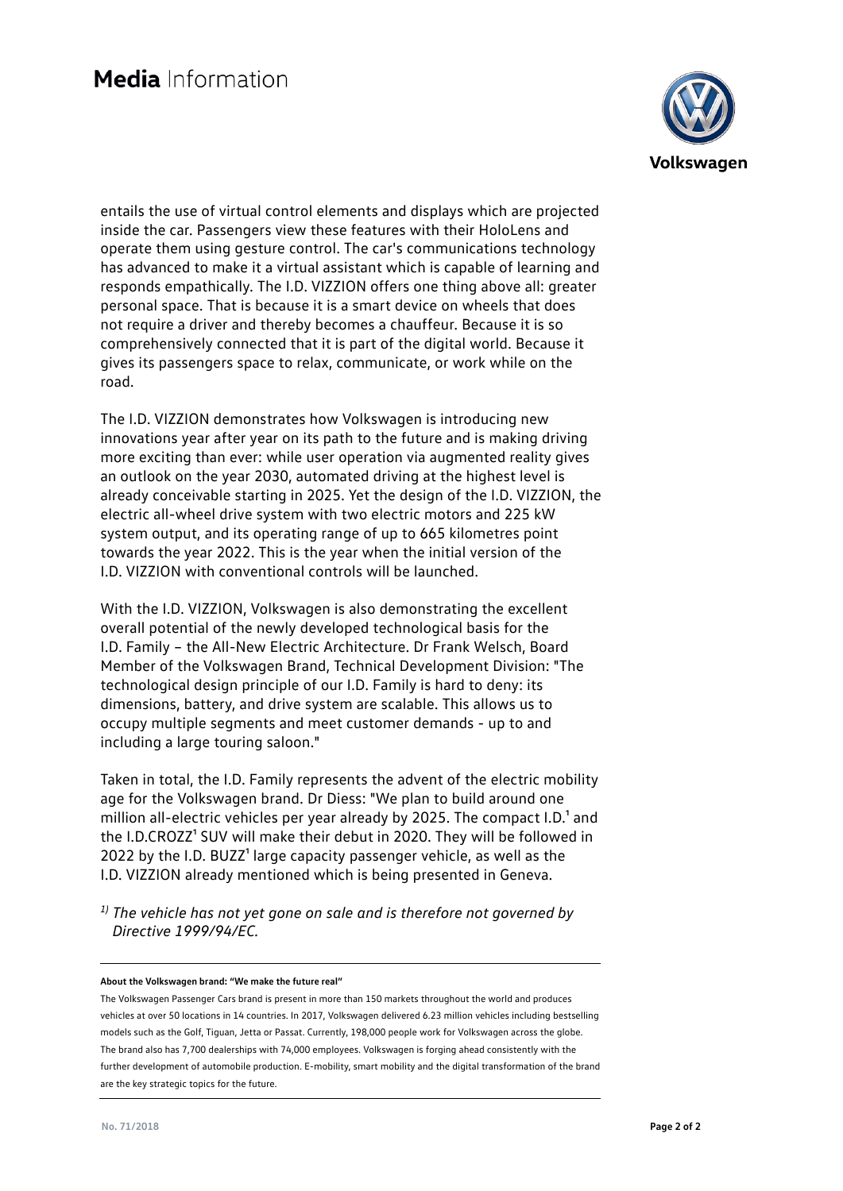entails the use of virtual control elements and displays which are projected inside the car. Passengers view these features with their HoloLens and operate them using gesture control. The car's communications technology has advanced to make it a virtual assistant which is capable of learning and responds empathically. The I.D. VIZZION offers one thing above all: greater personal space. That is because it is a smart device on wheels that does not require a driver and thereby becomes a chauffeur. Because it is so comprehensively connected that it is part of the digital world. Because it gives its passengers space to relax, communicate, or work while on the road.

The I.D. VIZZION demonstrates how Volkswagen is introducing new innovations year after year on its path to the future and is making driving more exciting than ever: while user operation via augmented reality gives an outlook on the year 2030, automated driving at the highest level is already conceivable starting in 2025. Yet the design of the I.D. VIZZION, the electric all-wheel drive system with two electric motors and 225 kW system output, and its operating range of up to 665 kilometres point towards the year 2022. This is the year when the initial version of the I.D. VIZZION with conventional controls will be launched.

With the I.D. VIZZION, Volkswagen is also demonstrating the excellent overall potential of the newly developed technological basis for the I.D. Family – the All-New Electric Architecture. Dr Frank Welsch, Board Member of the Volkswagen Brand, Technical Development Division: "The technological design principle of our I.D. Family is hard to deny: its dimensions, battery, and drive system are scalable. This allows us to occupy multiple segments and meet customer demands - up to and including a large touring saloon."

Taken in total, the I.D. Family represents the advent of the electric mobility age for the Volkswagen brand. Dr Diess: "We plan to build around one million all-electric vehicles per year already by 2025. The compact I.D.[1] and the I.D.CROZZ[1] SUV will make their debut in 2020. They will be followed in 2022 by the I.D. BUZZ[1] large capacity passenger vehicle, as well as the I.D. VIZZION already mentioned which is being presented in Geneva.

*[1)] The vehicle has not yet gone on sale and is therefore not governed by Directive 1999/94/EC.*

---

**About the Volkswagen brand: "We make the future real"**

The Volkswagen Passenger Cars brand is present in more than 150 markets throughout the world and produces vehicles at over 50 locations in 14 countries. In 2017, Volkswagen delivered 6.23 million vehicles including bestselling models such as the Golf, Tiguan, Jetta or Passat. Currently, 198,000 people work for Volkswagen across the globe. The brand also has 7,700 dealerships with 74,000 employees. Volkswagen is forging ahead consistently with the further development of automobile production. E-mobility, smart mobility and the digital transformation of the brand are the key strategic topics for the future.

---

No. 71/2018